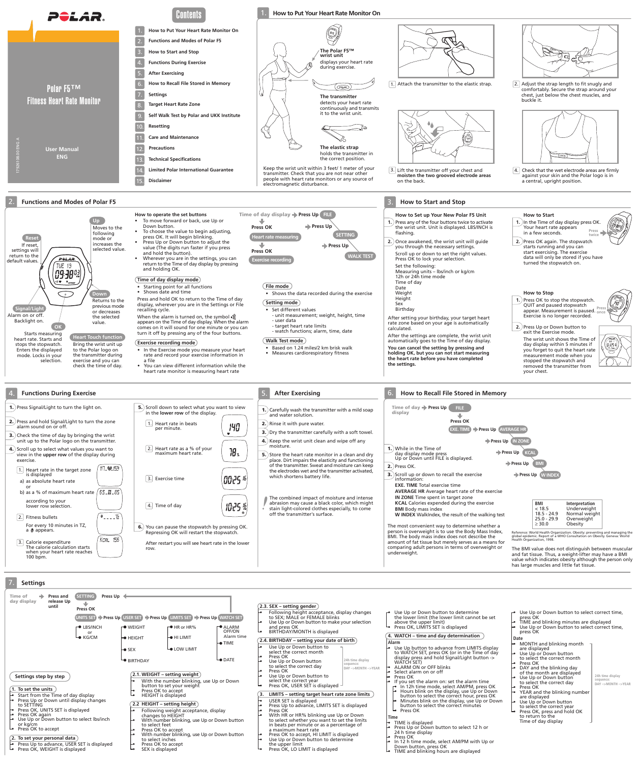# POLAR

Polar F5™ Fitness Heart Rate Monitor

User Manual
ENG

17926108.00 ENG A

## Contents

1. How to Put Your Heart Rate Monitor On
2. Functions and Modes of Polar F5
3. How to Start and Stop
4. Functions During Exercise
5. After Exercising
6. How to Recall File Stored in Memory
7. Settings
8. Target Heart Rate Zone
9. Self Walk Test by Polar and UKK Institute
10. Resetting
11. Care and Maintenance
12. Precautions
13. Technical Specifications
14. Limited Polar International Guarantee
15. Disclaimer

## 1. How to Put Your Heart Rate Monitor On

**The Polar F5™ wrist unit** displays your heart rate during exercise.

**The transmitter** detects your heart rate continuously and transmits it to the wrist unit.

**The elastic strap** holds the transmitter in the correct position.

Keep the wrist unit within 3 feet/ 1 meter of your transmitter. Check that you are not near other people with heart rate monitors or any source of electromagnetic disturbance.

1. Attach the transmitter to the elastic strap.
2. Adjust the strap length to fit snugly and comfortably. Secure the strap around your chest, just below the chest muscles, and buckle it.
3. Lift the transmitter off your chest and **moisten the two grooved electrode areas** on the back.
4. Check that the wet electrode areas are firmly against your skin and the Polar logo is in a central, upright position.

## 2. Functions and Modes of Polar F5

**Up** Moves to the following mode or increases the selected value.

**Reset** If reset, settings will return to the default values.

**Down** Returns to the previous mode or decreases the selected value.

**Signal/Light** Alarm on or off. Backlight on.

**OK** Starts measuring heart rate. Starts and stops the stopwatch. Enters the displayed mode. Locks in your selection.

**Heart Touch function** Bring the wrist unit up to the Polar logo on the transmitter during exercise and you can check the time of day.

**How to operate the set buttons**

- To move forward or back, use Up or Down button.
- To choose the value to begin adjusting, press OK. It will begin blinking.
- Press Up or Down button to adjust the value (The digits run faster if you press and hold the button).
- Wherever you are in the settings, you can return to the Time of day display by pressing and holding OK.

**Time of day display mode**

- Starting point for all functions
- Shows date and time

Press and hold OK to return to the Time of day display, wherever you are in the Settings or File recalling cycle.

When the alarm is turned on, the symbol appears on the Time of day display. When the alarm comes on it will sound for one minute or you can turn it off by pressing any of the four buttons.

**Exercise recording mode**

- In the Exercise mode you measure your heart rate and record your exercise information in a file
- You can view different information while the heart rate monitor is measuring heart rate

Time of day display → Press Up → FILE
Press OK → Heart rate measuring → Press OK → Exercise recording
Press Up → SETTING → Press Up → WALK TEST

**File mode**

- Shows the data recorded during the exercise

**Setting mode**

- Set different values
  - unit measurement; weight, height, time
  - user data
  - target heart rate limits
  - watch functions; alarm, time, date

**Walk Test mode**

- Based on 1.24 miles/2 km brisk walk
- Measures cardiorespiratory fitness

## 3. How to Start and Stop

**How to Set up Your New Polar F5 Unit**

1. Press any of the four buttons twice to activate the wrist unit. Unit is displayed. LBS/INCH is flashing.
2. Once awakened, the wrist unit will guide you through the necessary settings.

Scroll up or down to select the right values. Press OK to lock your selection.

Set the following:
Measuring units – lbs/inch or kg/cm
12h or 24h time mode
Time of day
Date
Weight
Height
Sex
Birthday

After setting your birthday, your target heart rate zone based on your age is automatically calculated.

After the settings are complete, the wrist unit automatically goes to the Time of day display.

**You can cancel the setting by pressing and holding OK, but you can not start measuring the heart rate before you have completed the settings.**

**How to Start**

1. In the Time of day display press OK. Your heart rate appears in a few seconds. (Press twice)
2. Press OK again. The stopwatch starts running and you can start exercising. The exercise data will only be stored if you have turned the stopwatch on.

**How to Stop**

1. Press OK to stop the stopwatch. QUIT and paused stopwatch appear. Measurement is paused. Exercise is no longer recorded. (Press once)
2. Press Up or Down button to exit the Exercise mode.

The wrist unit shows the Time of day display within 5 minutes if you forget to quit the heart rate measurement mode when you stopped the stopwatch and removed the transmitter from your chest.

## 4. Functions During Exercise

1. Press Signal/Light to turn the light on.
2. Press and hold Signal/Light to turn the zone alarm sound on or off.
3. Check the time of day by bringing the wrist unit up to the Polar logo on the transmitter.
4. Scroll up to select what values you want to view in the **upper row** of the display during exercise.
   1. Heart rate in the target zone is displayed
      a) as absolute heart rate
      or
      b) as a % of maximum heart rate
      according to your lower row selection.
   2. Fitness bullets
      For every 10 minutes in TZ, a appears.
   3. Calorie expenditure
      The calorie calculation starts when your heart rate reaches 100 bpm.
5. Scroll down to select what you want to view in the **lower row** of the display.
   1. Heart rate in beats per minute.
   2. Heart rate as a % of your maximum heart rate.
   3. Exercise time
   4. Time of day
6. You can pause the stopwatch by pressing OK. Repressing OK will restart the stopwatch.

After restart you will see heart rate in the lower row.

## 5. After Exercising

1. Carefully wash the transmitter with a mild soap and water solution.
2. Rinse it with pure water.
3. Dry the transmitter carefully with a soft towel.
4. Keep the wrist unit clean and wipe off any moisture.
5. Store the heart rate monitor in a clean and dry place. Dirt impairs the elasticity and functioning of the transmitter. Sweat and moisture can keep the electrodes wet and the transmitter activated, which shortens battery life.

! The combined impact of moisture and intense abrasion may cause a black color, which might stain light-colored clothes especially, to come off the transmitter's surface.

## 6. How to Recall File Stored in Memory

Time of day display → Press Up → FILE
Press OK → EXE. TIME → Press Up → AVERAGE HR → Press Up → IN ZONE → Press Up → KCAL → Press Up → BMI → Press Up → W INDEX

1. While in the Time of day display mode press Up or Down until FILE is displayed.
2. Press OK.
3. Scroll up or down to recall the exercise information:

**EXE. TIME** Total exercise time
**AVERAGE HR** Average heart rate of the exercise
**IN ZONE** Time spent in target zone
**KCAL** Calories expended during the exercise
**BMI** Body mass index
**W INDEX** WalkIndex, the result of the walking test

The most convenient way to determine whether a person is overweight is to use the Body Mass Index, BMI. The body mass index does not describe the amount of fat tissue but merely serves as a means for comparing adult persons in terms of overweight or underweight.

| BMI | Interpretation |
|---|---|
| < 18.5 | Underweight |
| 18.5 - 24.9 | Normal weight |
| 25.0 - 29.9 | Overweight |
| ≥ 30.0 | Obesity |

Reference: World Health Organization. Obesity: preventing and managing the global epidemic. Report of a WHO Consultation on Obesity. Geneva: World Health Organization, 1998.

The BMI value does not distinguish between muscular and fat tissue. Thus, a weight-lifter may have a BMI value which indicates obesity although the person only has large muscles and little fat tissue.

## 7. Settings

Time of day display → Press and release Up until SETTING → Press Up
Press OK → UNITS SET → Press Up → USER SET → Press Up → LIMITS SET → Press Up → WATCH SET

UNITS SET: LBS/INCH or KG/CM
USER SET: WEIGHT, HEIGHT, SEX, BIRTHDAY
LIMITS SET: HR or HR%, HI LIMIT, LO LIMIT
WATCH SET: ALARM OFF/ON Alarm time, TIME, DATE

**Settings step by step**

**1. To set the units**

- Start from the Time of day display
- Press Up or Down until display changes to SETTING
- Press OK, UNITS SET is displayed
- Press OK again
- Use Up or Down button to select lbs/inch or kg/cm
- Press OK to accept

**2. To set your personal data**

- Press Up to advance, USER SET is displayed
- Press OK, WEIGHT is displayed

**2.1. WEIGHT – setting weight**

- With the number blinking, use Up or Down button to set your weight
- Press OK to accept
- HEIGHT is displayed

**2.2 HEIGHT – setting height**

- Following weight acceptance, display changes to HEIGHT
- With number blinking, use Up or Down button to select feet
- Press OK to accept
- With number blinking, use Up or Down button to select inches
- Press OK to accept
- SEX is displayed

**2.3. SEX – setting gender**

- Following height acceptance, display changes to SEX; MALE or FEMALE blinks
- Use Up or Down button to make your selection and press OK
- BIRTHDAY/MONTH is displayed

**2.4. BIRTHDAY – setting your date of birth**

- Use Up or Down button to select the correct month
- Press OK
- Use Up or Down button to select the correct day
- Press OK
- Use Up or Down button to select the correct year
- Press OK, USER SET is displayed

24h time display sequence: DAY ->MONTH ->YEAR

**3. LIMITS – setting target heart rate zone limits**

- USER SET is displayed
- Press Up to advance, LIMITS SET is displayed
- Press OK
- With HR or HR% blinking use Up or Down to select whether you want to set the limits in beats per minute or as a percentage of a maximum heart rate
- Press OK to accept, HI LIMIT is displayed
- Use Up or Down button to determine the upper limit
- Press OK, LO LIMIT is displayed
- Use Up or Down button to determine the lower limit (the lower limit cannot be set above the upper limit)
- Press OK, LIMITS SET is displayed

**4. WATCH – time and day determination**

**Alarm**

- Use Up button to advance from LIMITS display to WATCH SET, press OK (or in the Time of day display press and hold Signal/Light button -> WATCH SET)
- ALARM ON or OFF blinks
- Select alarm on or off
- Press OK
- If you set the alarm on: set the alarm time
  - In 12h time mode, select AM/PM, press OK
  - Hours blink on the display, use Up or Down button to select the correct hour, press OK
  - Minutes blink on the display, use Up or Down button to select the correct minutes
  - Press OK

**Time**

- TIME is displayed
- Press Up or Down button to select 12 h or 24 h time display
- Press OK
- In 12 h time mode, select AM/PM with Up or Down button, press OK
- TIME and blinking hours are displayed
- Use Up or Down button to select correct time, press OK
- TIME and blinking minutes are displayed
- Use Up or Down button to select correct time, press OK

**Date**

- MONTH and blinking month are displayed
- Use Up or Down button to select the correct month
- Press OK
- DAY and the blinking day of the month are displayed
- Use Up or Down button to select the correct day
- Press OK
- YEAR and the blinking number are displayed
- Use Up or Down button to select the correct year
- Press OK, press and hold OK to return to the Time of day display

24h time display sequence: DAY ->MONTH ->YEAR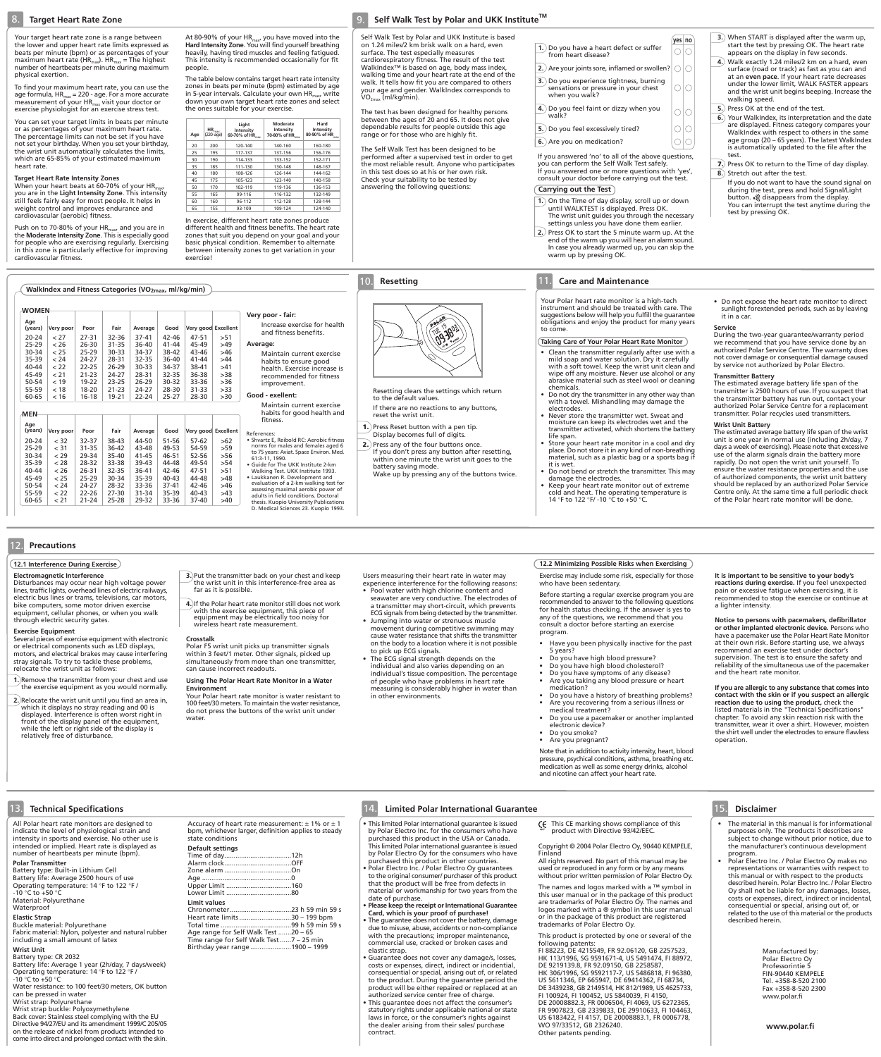## 8. Target Heart Rate Zone

Your target heart rate zone is a range between the lower and upper heart rate limits expressed as beats per minute (bpm) or as percentages of your maximum heart rate ($HR_{max}$). $HR_{max}$ = The highest number of heartbeats per minute during maximum physical exertion.

To find your maximum heart rate, you can use the age formula, $HR_{max}$ = 220 - age. For a more accurate measurement of your $HR_{max}$ visit your doctor or exercise physiologist for an exercise stress test.

You can set your target limits in beats per minute or as percentages of your maximum heart rate. The percentage limits can not be set if you have not set your birthday. When you set your birthday, the wrist unit automatically calculates the limits, which are 65-85% of your estimated maximum heart rate.

**Target Heart Rate Intensity Zones**
When your heart beats at 60-70% of your $HR_{max}$, you are in the **Light Intensity Zone**. This intensity still feels fairly easy for most people. It helps in weight control and improves endurance and cardiovascular (aerobic) fitness.

Push on to 70-80% of your $HR_{max}$, and you are in the **Moderate Intensity Zone**. This is especially good for people who are exercising regularly. Exercising in this zone is particularly effective for improving cardiovascular fitness.

At 80-90% of your $HR_{max}$, you have moved into the **Hard Intensity Zone**. You will find yourself breathing heavily, having tired muscles and feeling fatigued. This intensity is recommended occasionally for fit people.

The table below contains target heart rate intensity zones in beats per minute (bpm) estimated by age in 5-year intervals. Calculate your own $HR_{max}$, write down your own target heart rate zones and select the ones suitable for your exercise.

| Age | $HR_{max}$ (220-age) | Light Intensity 60-70% of $HR_{max}$ | Moderate Intensity 70-80% of $HR_{max}$ | Hard Intensity 80-90% of $HR_{max}$ |
|---|---|---|---|---|
| 20 | 200 | 120-140 | 140-160 | 160-180 |
| 25 | 195 | 117-137 | 137-156 | 156-176 |
| 30 | 190 | 114-133 | 133-152 | 152-171 |
| 35 | 185 | 111-130 | 130-148 | 148-167 |
| 40 | 180 | 108-126 | 126-144 | 144-162 |
| 45 | 175 | 105-123 | 123-140 | 140-158 |
| 50 | 170 | 102-119 | 119-136 | 136-153 |
| 55 | 165 | 99-116 | 116-132 | 132-149 |
| 60 | 160 | 96-112 | 112-128 | 128-144 |
| 65 | 155 | 93-109 | 109-124 | 124-140 |

In exercise, different heart rate zones produce different health and fitness benefits. The heart rate zones that suit you depend on your goal and your basic physical condition. Remember to alternate between intensity zones to get variation in your exercise!

## 9. Self Walk Test by Polar and UKK Institute™

Self Walk Test by Polar and UKK Institute is based on 1.24 miles/2 km brisk walk on a hard, even surface. The test especially measures cardiorespiratory fitness. The result of the test WalkIndex™ is based on age, body mass index, walking time and your heart rate at the end of the walk. It tells how fit you are compared to others your age and gender. WalkIndex corresponds to $VO_{2max}$ (ml/kg/min).

The test has been designed for healthy persons between the ages of 20 and 65. It does not give dependable results for people outside this age range or for those who are highly fit.

The Self Walk Test has been designed to be performed after a supervised test in order to get the most reliable result. Anyone who participates in this test does so at his or her own risk. Check your suitability to be tested by answering the following questions:

| | yes | no |
|---|---|---|
| 1. Do you have a heart defect or suffer from heart disease? | ○ | ○ |
| 2. Are your joints sore, inflamed or swollen? | ○ | ○ |
| 3. Do you experience tightness, burning sensations or pressure in your chest when you walk? | ○ | ○ |
| 4. Do you feel faint or dizzy when you walk? | ○ | ○ |
| 5. Do you feel excessively tired? | ○ | ○ |
| 6. Are you on medication? | ○ | ○ |

If you answered 'no' to all of the above questions, you can perform the Self Walk Test safely.
If you answered one or more questions with 'yes', consult your doctor before carrying out the test.

**Carrying out the Test**

1. On the Time of day display, scroll up or down until WALKTEST is displayed. Press OK. The wrist unit guides you through the necessary settings unless you have done them earlier.
2. Press OK to start the 5 minute warm up. At the end of the warm up you will hear an alarm sound. In case you already warmed up, you can skip the warm up by pressing OK.
3. When START is displayed after the warm up, start the test by pressing OK. The heart rate appears on the display in few seconds.
4. Walk exactly 1.24 miles/2 km on a hard, even surface (road or track) as fast as you can and at an **even pace**. If your heart rate decreases under the lower limit, WALK FASTER appears and the wrist unit begins beeping. Increase the walking speed.
5. Press OK at the end of the test.
6. Your WalkIndex, its interpretation and the date are displayed. Fitness category compares your WalkIndex with respect to others in the same age group (20 – 65 years). The latest WalkIndex is automatically updated to the file after the test.
7. Press OK to return to the Time of day display.
8. Stretch out after the test.

If you do not want to have the sound signal on during the test, press and hold Signal/Light button. ))) disappears from the display.
You can interrupt the test anytime during the test by pressing OK.

### WalkIndex and Fitness Categories ($VO_{2max}$, ml/kg/min)

**WOMEN**

| Age (years) | Very poor | Poor | Fair | Average | Good | Very good | Excellent |
|---|---|---|---|---|---|---|---|
| 20-24 | < 27 | 27-31 | 32-36 | 37-41 | 42-46 | 47-51 | >51 |
| 25-29 | < 26 | 26-30 | 31-35 | 36-40 | 41-44 | 45-49 | >49 |
| 30-34 | < 25 | 25-29 | 30-33 | 34-37 | 38-42 | 43-46 | >46 |
| 35-39 | < 24 | 24-27 | 28-31 | 32-35 | 36-40 | 41-44 | >44 |
| 40-44 | < 22 | 22-25 | 26-29 | 30-33 | 34-37 | 38-41 | >41 |
| 45-49 | < 21 | 21-23 | 24-27 | 28-31 | 32-35 | 36-38 | >38 |
| 50-54 | < 19 | 19-22 | 23-25 | 26-29 | 30-32 | 33-36 | >36 |
| 55-59 | < 18 | 18-20 | 21-23 | 24-27 | 28-30 | 31-33 | >33 |
| 60-65 | < 16 | 16-18 | 19-21 | 22-24 | 25-27 | 28-30 | >30 |

**MEN**

| Age (years) | Very poor | Poor | Fair | Average | Good | Very good | Excellent |
|---|---|---|---|---|---|---|---|
| 20-24 | < 32 | 32-37 | 38-43 | 44-50 | 51-56 | 57-62 | >62 |
| 25-29 | < 31 | 31-35 | 36-42 | 43-48 | 49-53 | 54-59 | >59 |
| 30-34 | < 29 | 29-34 | 35-40 | 41-45 | 46-51 | 52-56 | >56 |
| 35-39 | < 28 | 28-32 | 33-38 | 39-43 | 44-48 | 49-54 | >54 |
| 40-44 | < 26 | 26-31 | 32-35 | 36-41 | 42-46 | 47-51 | >51 |
| 45-49 | < 25 | 25-29 | 30-34 | 35-39 | 40-43 | 44-48 | >48 |
| 50-54 | < 24 | 24-27 | 28-32 | 33-36 | 37-41 | 42-46 | >46 |
| 55-59 | < 22 | 22-26 | 27-30 | 31-34 | 35-39 | 40-43 | >43 |
| 60-65 | < 21 | 21-24 | 25-28 | 29-32 | 33-36 | 37-40 | >40 |

**Very poor - fair:**
Increase exercise for health and fitness benefits.

**Average:**
Maintain current exercise habits to ensure good health. Exercise increase is recommended for fitness improvement.

**Good - exellent:**
Maintain current exercise habits for good health and fitness.

References:
- Shvartz E, Reibold RC: Aerobic fitness norms for males and females aged 6 to 75 years: Aviat. Space Environ. Med. 61:3-11, 1990.
- Guide for The UKK Institute 2-km Walking Test. UKK Institute 1993.
- Laukkanen R. Development and evaluation of a 2-km walking test for assessing maximal aerobic power of adults in field conditions. Doctoral thesis. Kuopio University Publications D. Medical Sciences 23. Kuopio 1993.

## 10. Resetting

Resetting clears the settings which return to the default values.

If there are no reactions to any buttons, reset the wrist unit.

1. Press Reset button with a pen tip. Display becomes full of digits.
2. Press any of the four buttons once. If you don't press any button after resetting, within one minute the wrist unit goes to the battery saving mode. Wake up by pressing any of the buttons twice.

## 11. Care and Maintenance

Your Polar heart rate monitor is a high-tech instrument and should be treated with care. The suggestions below will help you fulfill the guarantee obligations and enjoy the product for many years to come.

**Taking Care of Your Polar Heart Rate Monitor**

- Clean the transmitter regularly after use with a mild soap and water solution. Dry it carefully with a soft towel. Keep the wrist unit clean and wipe off any moisture. Never use alcohol or any abrasive material such as steel wool or cleaning chemicals.
- Do not dry the transmitter in any other way than with a towel. Mishandling may damage the electrodes.
- Never store the transmitter wet. Sweat and moisture can keep its electrodes wet and the transmitter activated, which shortens the battery life span.
- Store your heart rate monitor in a cool and dry place. Do not store it in any kind of non-breathing material, such as a plastic bag or a sports bag if it is wet.
- Do not bend or stretch the transmitter. This may damage the electrodes.
- Keep your heart rate monitor out of extreme cold and heat. The operating temperature is 14 °F to 122 °F/ -10 °C to +50 °C.
- Do not expose the heart rate monitor to direct sunlight forextended periods, such as by leaving it in a car.

**Service**
During the two-year guarantee/warranty period we recommend that you have service done by an authorized Polar Service Centre. The warranty does not cover damage or consequential damage caused by service not authorized by Polar Electro.

**Transmitter Battery**
The estimated average battery life span of the transmitter is 2500 hours of use. If you suspect that the transmitter battery has run out, contact your authorized Polar Service Centre for a replacement transmitter. Polar recycles used transmitters.

**Wrist Unit Battery**
The estimated average battery life span of the wrist unit is one year in normal use (including 2h/day, 7 days a week of exercising). Please note that excessive use of the alarm signals drain the battery more rapidly. Do not open the wrist unit yourself. To ensure the water resistance properties and the use of authorized components, the wrist unit battery should be replaced by an authorized Polar Service Centre only. At the same time a full periodic check of the Polar heart rate monitor will be done.

## 12. Precautions

### 12.1 Interference During Exercise

**Electromagnetic Interference**
Disturbances may occur near high voltage power lines, traffic lights, overhead lines of electric railways, electric bus lines or trams, televisions, car motors, bike computers, some motor driven exercise equipment, cellular phones, or when you walk through electric security gates.

**Exercise Equipment**
Several pieces of exercise equipment with electronic or electrical components such as LED displays, motors, and electrical brakes may cause interfering stray signals. To try to tackle these problems, relocate the wrist unit as follows:

1. Remove the transmitter from your chest and use the exercise equipment as you would normally.
2. Relocate the wrist unit until you find an area in, which it displays no stray reading and 00 is displayed. Interference is often worst right in front of the display panel of the equipment, while the left or right side of the display is relatively free of disturbance.
3. Put the transmitter back on your chest and keep the wrist unit in this interference-free area as far as it is possible.
4. If the Polar heart rate monitor still does not work with the exercise equipment, this piece of equipment may be electrically too noisy for wireless heart rate measurement.

**Crosstalk**
Polar F5 wrist unit picks up transmitter signals within 3 feet/1 meter. Other signals, picked up simultaneously from more than one transmitter, can cause incorrect readouts.

**Using The Polar Heart Rate Monitor in a Water Environment**
Your Polar heart rate monitor is water resistant to 100 feet/30 meters. To maintain the water resistance, do not press the buttons of the wrist unit under water.

Users measuring their heart rate in water may experience interference for the following reasons:
- Pool water with high chlorine content and seawater are very conductive. The electrodes of a transmitter may short-circuit, which prevents ECG signals from being detected by the transmitter.
- Jumping into water or strenuous muscle movement during competitive swimming may cause water resistance that shifts the transmitter on the body to a location where it is not possible to pick up ECG signals.
- The ECG signal strength depends on the individual and also varies depending on an individual's tissue composition. The percentage of people who have problems in heart rate measuring is considerably higher in water than in other environments.

### 12.2 Minimizing Possible Risks when Exercising

Exercise may include some risk, especially for those who have been sedentary.

Before starting a regular exercise program you are recommended to answer to the following questions for health status checking. If the answer is yes to any of the questions, we recommend that you consult a doctor before starting an exercise program.

- Have you been physically inactive for the past 5 years?
- Do you have high blood pressure?
- Do you have high blood cholesterol?
- Do you have symptoms of any disease?
- Are you taking any blood pressure or heart medication?
- Do you have a history of breathing problems?
- Are you recovering from a serious illness or medical treatment?
- Do you use a pacemaker or another implanted electronic device?
- Do you smoke?
- Are you pregnant?

Note that in addition to activity intensity, heart, blood pressure, psychical conditions, asthma, breathing etc. medication as well as some energy drinks, alcohol and nicotine can affect your heart rate.

**It is important to be sensitive to your body's reactions during exercise.** If you feel unexpected pain or excessive fatigue when exercising, it is recommended to stop the exercise or continue at a lighter intensity.

**Notice to persons with pacemakers, defibrillator or other implanted electronic device.** Persons who have a pacemaker use the Polar Heart Rate Monitor at their own risk. Before starting use, we always recommend an exercise test under doctor's supervision. The test is to ensure the safety and reliability of the simultaneous use of the pacemaker and the heart rate monitor.

**If you are allergic to any substance that comes into contact with the skin or if you suspect an allergic reaction due to using the product,** check the listed materials in the "Technical Specifications" chapter. To avoid any skin reaction risk with the transmitter, wear it over a shirt. However, moisten the shirt well under the electrodes to ensure flawless operation.

## 13. Technical Specifications

All Polar heart rate monitors are designed to indicate the level of physiological strain and intensity in sports and exercise. No other use is intended or implied. Heart rate is displayed as number of heartbeats per minute (bpm).

**Polar Transmitter**
Battery type: Built-in Lithium Cell
Battery life: Average 2500 hours of use
Operating temperature: 14 °F to 122 °F / -10 °C to +50 °C
Material: Polyurethane
Waterproof

**Elastic Strap**
Buckle material: Polyurethane
Fabric material: Nylon, polyester and natural rubber including a small amount of latex

**Wrist Unit**
Battery type: CR 2032
Battery life: Average 1 year (2h/day, 7 days/week)
Operating temperature: 14 °F to 122 °F / -10 °C to +50 °C
Water resistance: to 100 feet/30 meters, OK button can be pressed in water
Wrist strap: Polyurethane
Wrist strap buckle: Polyoxymethylene
Back cover: Stainless steel complying with the EU Directive 94/27/EU and its amendment 1999C/C 205/05 on the release of nickel from products intended to come into direct and prolonged contact with the skin.

Accuracy of heart rate measurement: ± 1% or ± 1 bpm, whichever larger, definition applies to steady state conditions

**Default settings**
Time of day....................................12h
Alarm clock....................................OFF
Zone alarm.....................................On
Age.................................................0
Upper Limit....................................160
Lower Limit....................................80

**Limit values**
Chronometer.................................23 h 59 min 59 s
Heart rate limits............................30 – 199 bpm
Total time.......................................99 h 59 min 59 s
Age range for Self Walk Test ........20 – 65
Time range for Self Walk Test ......7 – 25 min
Birthday year range.......................1900 – 1999

## 14. Limited Polar International Guarantee

- This limited Polar international guarantee is issued by Polar Electro Inc. for the consumers who have purchased this product in the USA or Canada. This limited Polar international guarantee is issued by Polar Electro Oy for the consumers who have purchased this product in other countries.
- Polar Electro Inc. / Polar Electro Oy guarantees to the original consumer/ purchaser of this product that the product will be free from defects in material or workmanship for two years from the date of purchase.
- **Please keep the receipt or International Guarantee Card, which is your proof of purchase!**
- The guarantee does not cover the battery, damage due to misuse, abuse, accidents or non-compliance with the precautions; improper maintenance, commercial use, cracked or broken cases and elastic strap.
- Guarantee does not cover any damage/s, losses, costs or expenses, direct, indirect or incidental, consequential or special, arising out of, or related to the product. During the guarantee period the product will be either repaired or replaced at an authorized service center free of charge.
- This guarantee does not affect the consumer's statutory rights under applicable national or state laws in force, or the consumer's rights against the dealer arising from their sales/ purchase contract.

CE This CE marking shows compliance of this product with Directive 93/42/EEC.

Copyright © 2004 Polar Electro Oy, 90440 KEMPELE, Finland
All rights reserved. No part of this manual may be used or reproduced in any form or by any means without prior written permission of Polar Electro Oy.

The names and logos marked with a ™ symbol in this user manual or in the package of this product are trademarks of Polar Electro Oy. The names and logos marked with a ® symbol in this user manual or in the package of this product are registered trademarks of Polar Electro Oy.

This product is protected by one or several of the following patents:
FI 88223, DE 4215549, FR 92.06120, GB 2257523, HK 113/1996, SG 9591671-4, US 5491474, FI 88972, DE 9219139.8, FR 92.09150, GB 2258587, HK 306/1996, SG 9592117-7, US 5486818, FI 96380, US 5611346, EP 665947, DE 69414362, FI 68734, DE 3439238, GB 2149514, HK 812/1989, US 4625733, FI 100924, FI 100452, US 5840039, FI 4150, DE 20008882.3, FR 0006504, FI 4069, US 6272365, FR 9907823, GB 2339833, DE 29910633, FI 104463, US 6183422, FI 4157, DE 20008883.1, FR 0006778, WO 97/33512, GB 2326240.
Other patents pending.

## 15. Disclaimer

- The material in this manual is for informational purposes only. The products it describes are subject to change without prior notice, due to the manufacturer's continuous development program.
- Polar Electro Inc. / Polar Electro Oy makes no representations or warranties with respect to this manual or with respect to the products described herein. Polar Electro Inc. / Polar Electro Oy shall not be liable for any damages, losses, costs or expenses, direct, indirect or incidental, consequential or special, arising out of, or related to the use of this material or the products described herein.

Manufactured by:
Polar Electro Oy
Professorintie 5
FIN-90440 KEMPELE
Tel. +358-8-520 2100
Fax +358-8-520 2300
www.polar.fi

**www.polar.fi**